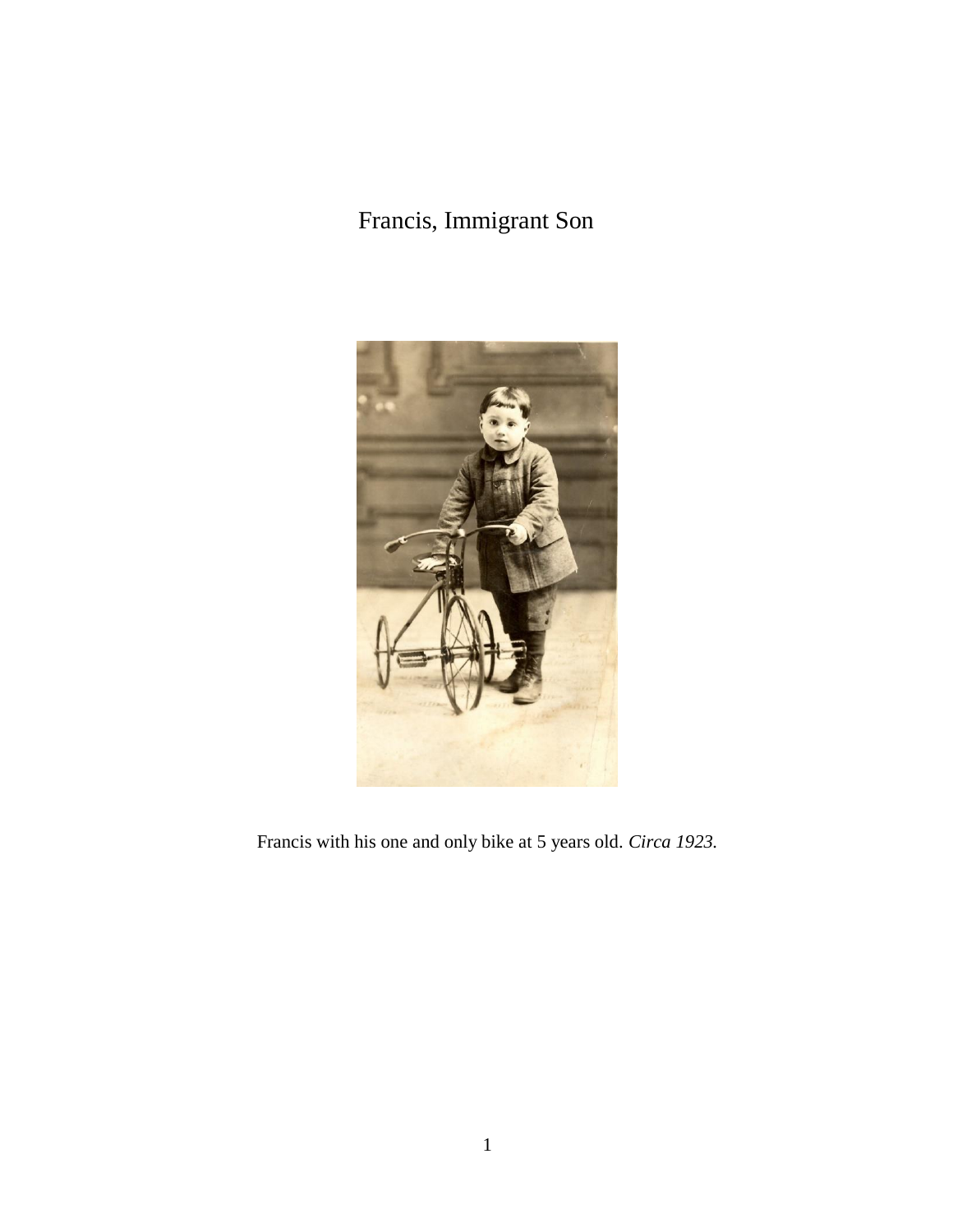# Francis, Immigrant Son

Francis with his one and only bike at 5 years old. *Circa 1923.*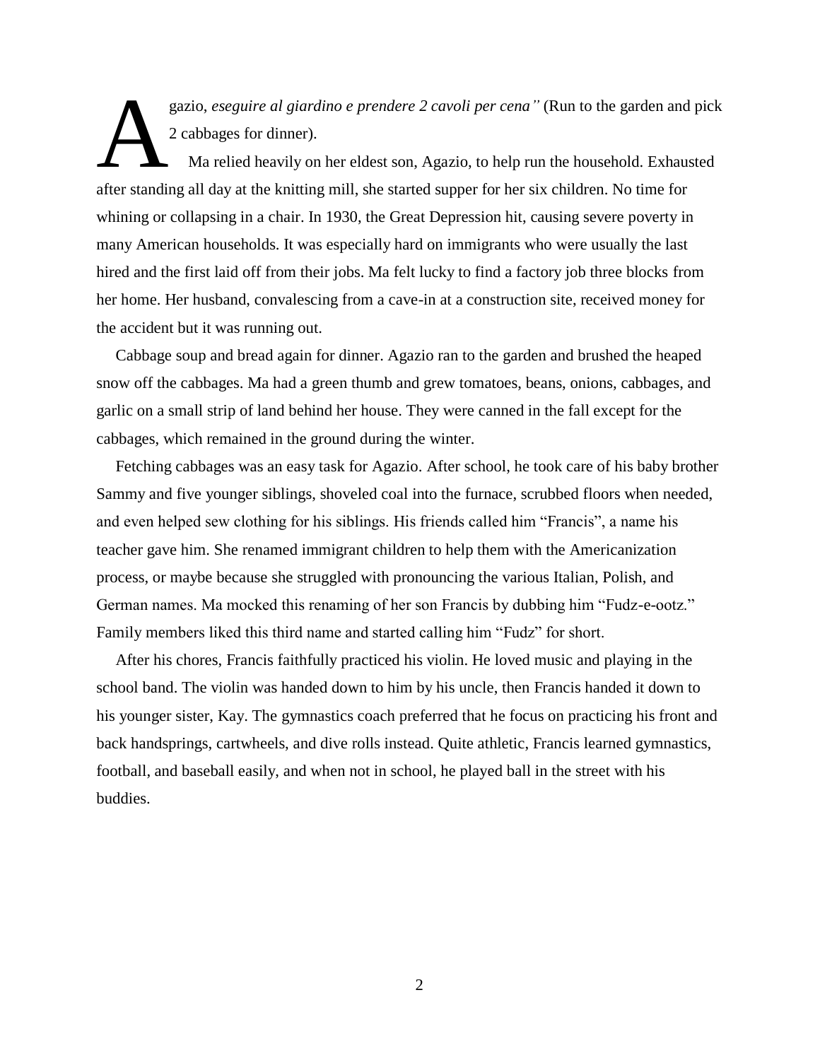Agazio, *eseguire al giardino e prendere 2 cavoli per cena"* (Run to the garden and pick 2 cabbages for dinner).

Ma relied heavily on her eldest son, Agazio, to help run the household. Exhausted after standing all day at the knitting mill, she started supper for her six children. No time for whining or collapsing in a chair. In 1930, the Great Depression hit, causing severe poverty in many American households. It was especially hard on immigrants who were usually the last hired and the first laid off from their jobs. Ma felt lucky to find a factory job three blocks from her home. Her husband, convalescing from a cave-in at a construction site, received money for the accident but it was running out.

Cabbage soup and bread again for dinner. Agazio ran to the garden and brushed the heaped snow off the cabbages. Ma had a green thumb and grew tomatoes, beans, onions, cabbages, and garlic on a small strip of land behind her house. They were canned in the fall except for the cabbages, which remained in the ground during the winter.

Fetching cabbages was an easy task for Agazio. After school, he took care of his baby brother Sammy and five younger siblings, shoveled coal into the furnace, scrubbed floors when needed, and even helped sew clothing for his siblings. His friends called him "Francis", a name his teacher gave him. She renamed immigrant children to help them with the Americanization process, or maybe because she struggled with pronouncing the various Italian, Polish, and German names. Ma mocked this renaming of her son Francis by dubbing him "Fudz-e-ootz." Family members liked this third name and started calling him "Fudz" for short.

After his chores, Francis faithfully practiced his violin. He loved music and playing in the school band. The violin was handed down to him by his uncle, then Francis handed it down to his younger sister, Kay. The gymnastics coach preferred that he focus on practicing his front and back handsprings, cartwheels, and dive rolls instead. Quite athletic, Francis learned gymnastics, football, and baseball easily, and when not in school, he played ball in the street with his buddies.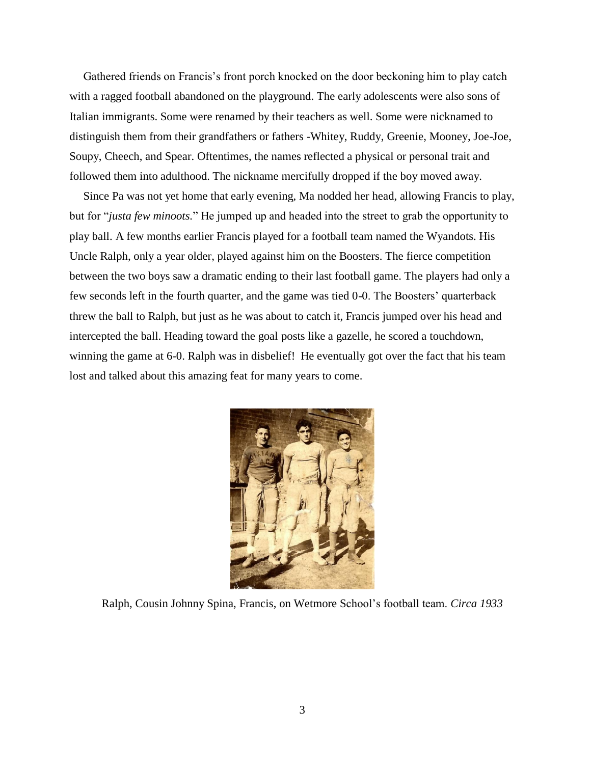Gathered friends on Francis's front porch knocked on the door beckoning him to play catch with a ragged football abandoned on the playground. The early adolescents were also sons of Italian immigrants. Some were renamed by their teachers as well. Some were nicknamed to distinguish them from their grandfathers or fathers -Whitey, Ruddy, Greenie, Mooney, Joe-Joe, Soupy, Cheech, and Spear. Oftentimes, the names reflected a physical or personal trait and followed them into adulthood. The nickname mercifully dropped if the boy moved away.

Since Pa was not yet home that early evening, Ma nodded her head, allowing Francis to play, but for "*justa few minoots.*" He jumped up and headed into the street to grab the opportunity to play ball. A few months earlier Francis played for a football team named the Wyandots. His Uncle Ralph, only a year older, played against him on the Boosters. The fierce competition between the two boys saw a dramatic ending to their last football game. The players had only a few seconds left in the fourth quarter, and the game was tied 0-0. The Boosters' quarterback threw the ball to Ralph, but just as he was about to catch it, Francis jumped over his head and intercepted the ball. Heading toward the goal posts like a gazelle, he scored a touchdown, winning the game at 6-0. Ralph was in disbelief! He eventually got over the fact that his team lost and talked about this amazing feat for many years to come.

Ralph, Cousin Johnny Spina, Francis, on Wetmore School's football team. *Circa 1933*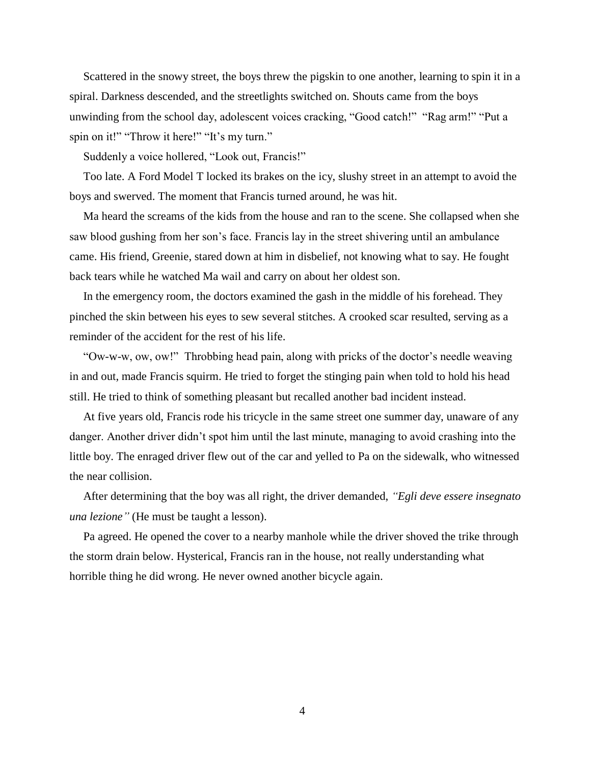Scattered in the snowy street, the boys threw the pigskin to one another, learning to spin it in a spiral. Darkness descended, and the streetlights switched on. Shouts came from the boys unwinding from the school day, adolescent voices cracking, “Good catch!” “Rag arm!” “Put a spin on it!” “Throw it here!” “It’s my turn.”

Suddenly a voice hollered, “Look out, Francis!”

Too late. A Ford Model T locked its brakes on the icy, slushy street in an attempt to avoid the boys and swerved. The moment that Francis turned around, he was hit.

Ma heard the screams of the kids from the house and ran to the scene. She collapsed when she saw blood gushing from her son’s face. Francis lay in the street shivering until an ambulance came. His friend, Greenie, stared down at him in disbelief, not knowing what to say. He fought back tears while he watched Ma wail and carry on about her oldest son.

In the emergency room, the doctors examined the gash in the middle of his forehead. They pinched the skin between his eyes to sew several stitches. A crooked scar resulted, serving as a reminder of the accident for the rest of his life.

“Ow-w-w, ow, ow!” Throbbing head pain, along with pricks of the doctor’s needle weaving in and out, made Francis squirm. He tried to forget the stinging pain when told to hold his head still. He tried to think of something pleasant but recalled another bad incident instead.

At five years old, Francis rode his tricycle in the same street one summer day, unaware of any danger. Another driver didn’t spot him until the last minute, managing to avoid crashing into the little boy. The enraged driver flew out of the car and yelled to Pa on the sidewalk, who witnessed the near collision.

After determining that the boy was all right, the driver demanded, *“Egli deve essere insegnato una lezione”* (He must be taught a lesson).

Pa agreed. He opened the cover to a nearby manhole while the driver shoved the trike through the storm drain below. Hysterical, Francis ran in the house, not really understanding what horrible thing he did wrong. He never owned another bicycle again.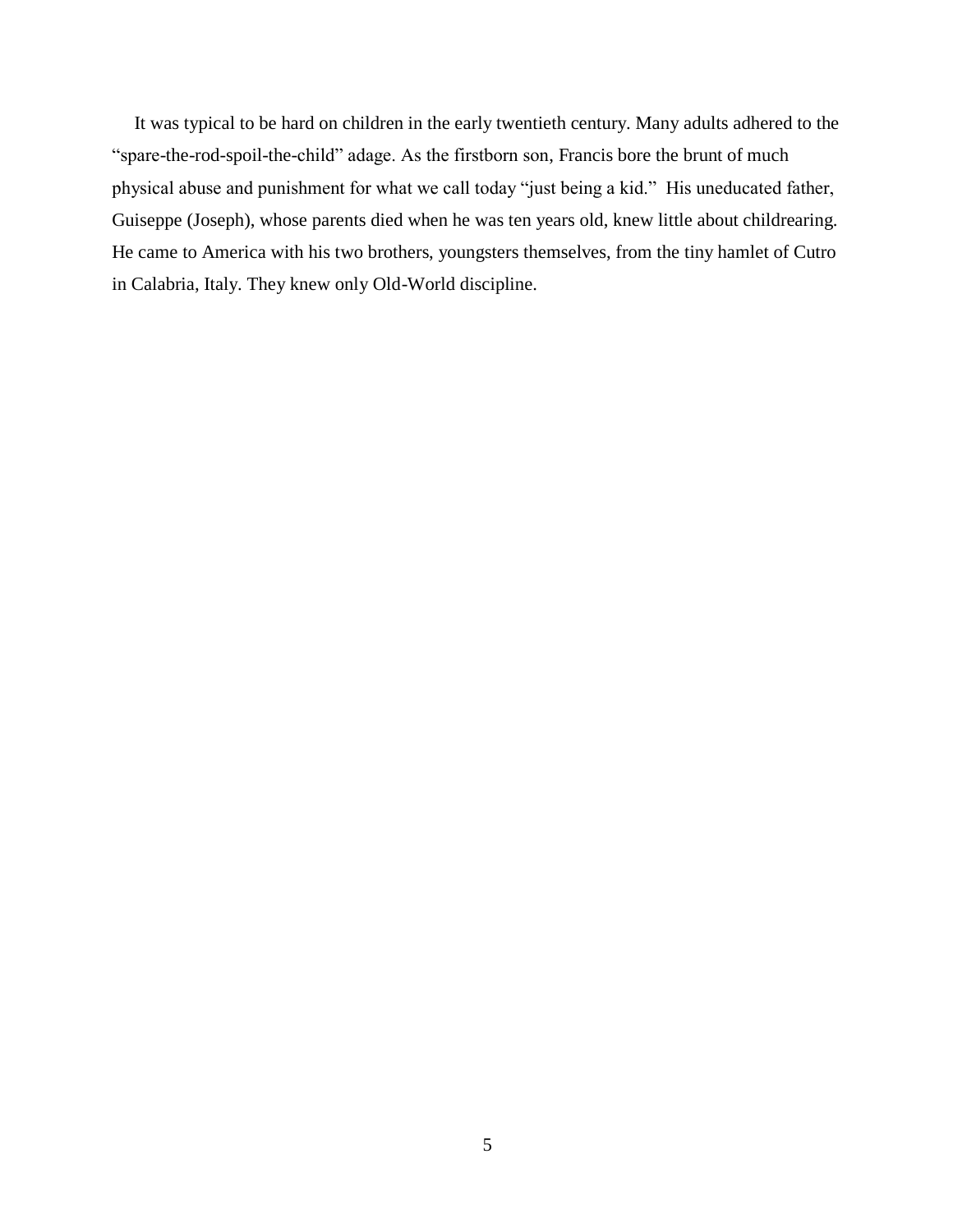It was typical to be hard on children in the early twentieth century. Many adults adhered to the "spare-the-rod-spoil-the-child" adage. As the firstborn son, Francis bore the brunt of much physical abuse and punishment for what we call today "just being a kid." His uneducated father, Guiseppe (Joseph), whose parents died when he was ten years old, knew little about childrearing. He came to America with his two brothers, youngsters themselves, from the tiny hamlet of Cutro in Calabria, Italy. They knew only Old-World discipline.